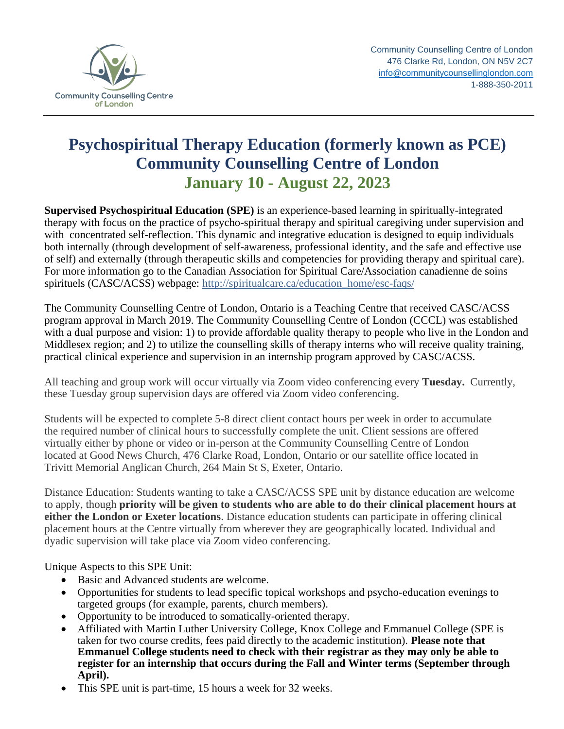Community Counselling Centre of London
476 Clarke Rd, London, ON N5V 2C7
info@communitycounsellinglondon.com
1-888-350-2011

# Psychospiritual Therapy Education (formerly known as PCE)
# Community Counselling Centre of London
## January 10 - August 22, 2023

**Supervised Psychospiritual Education (SPE)** is an experience-based learning in spiritually-integrated therapy with focus on the practice of psycho-spiritual therapy and spiritual caregiving under supervision and with concentrated self-reflection. This dynamic and integrative education is designed to equip individuals both internally (through development of self-awareness, professional identity, and the safe and effective use of self) and externally (through therapeutic skills and competencies for providing therapy and spiritual care). For more information go to the Canadian Association for Spiritual Care/Association canadienne de soins spirituels (CASC/ACSS) webpage: http://spiritualcare.ca/education_home/esc-faqs/

The Community Counselling Centre of London, Ontario is a Teaching Centre that received CASC/ACSS program approval in March 2019. The Community Counselling Centre of London (CCCL) was established with a dual purpose and vision: 1) to provide affordable quality therapy to people who live in the London and Middlesex region; and 2) to utilize the counselling skills of therapy interns who will receive quality training, practical clinical experience and supervision in an internship program approved by CASC/ACSS.

All teaching and group work will occur virtually via Zoom video conferencing every **Tuesday.** Currently, these Tuesday group supervision days are offered via Zoom video conferencing.

Students will be expected to complete 5-8 direct client contact hours per week in order to accumulate the required number of clinical hours to successfully complete the unit. Client sessions are offered virtually either by phone or video or in-person at the Community Counselling Centre of London located at Good News Church, 476 Clarke Road, London, Ontario or our satellite office located in Trivitt Memorial Anglican Church, 264 Main St S, Exeter, Ontario.

Distance Education: Students wanting to take a CASC/ACSS SPE unit by distance education are welcome to apply, though **priority will be given to students who are able to do their clinical placement hours at either the London or Exeter locations**. Distance education students can participate in offering clinical placement hours at the Centre virtually from wherever they are geographically located. Individual and dyadic supervision will take place via Zoom video conferencing.

Unique Aspects to this SPE Unit:

- Basic and Advanced students are welcome.
- Opportunities for students to lead specific topical workshops and psycho-education evenings to targeted groups (for example, parents, church members).
- Opportunity to be introduced to somatically-oriented therapy.
- Affiliated with Martin Luther University College, Knox College and Emmanuel College (SPE is taken for two course credits, fees paid directly to the academic institution). **Please note that Emmanuel College students need to check with their registrar as they may only be able to register for an internship that occurs during the Fall and Winter terms (September through April).**
- This SPE unit is part-time, 15 hours a week for 32 weeks.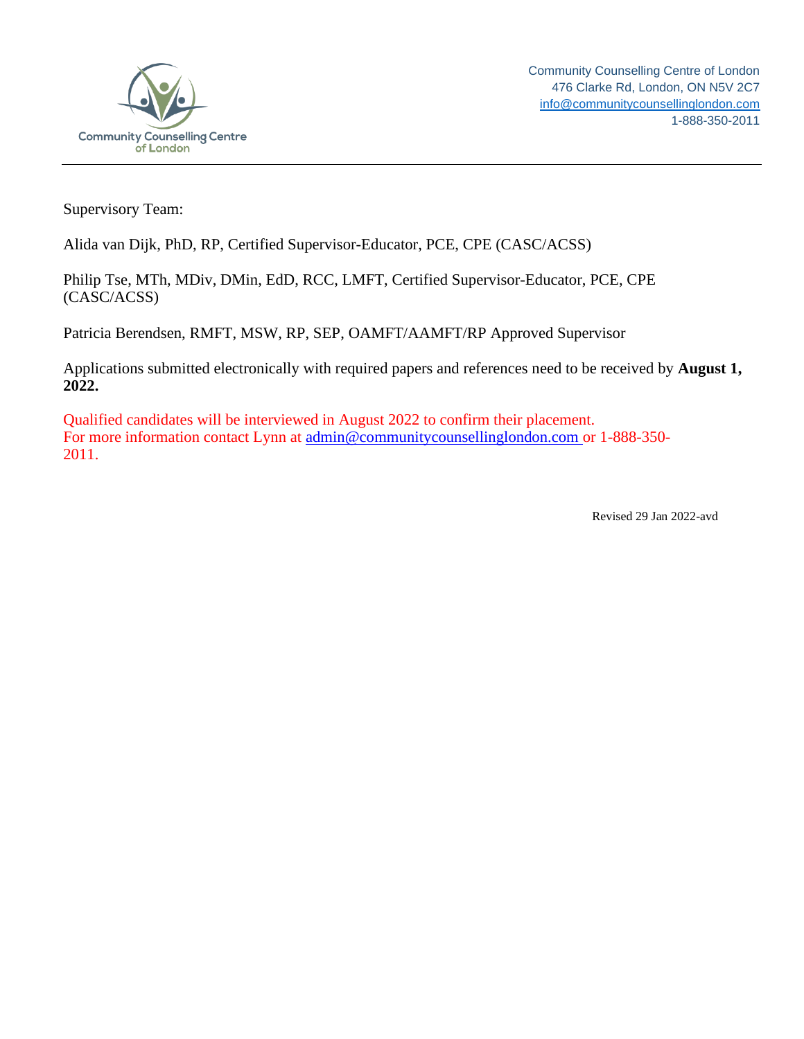Community Counselling Centre of London
476 Clarke Rd, London, ON N5V 2C7
info@communitycounsellinglondon.com
1-888-350-2011

Supervisory Team:

Alida van Dijk, PhD, RP, Certified Supervisor-Educator, PCE, CPE (CASC/ACSS)

Philip Tse, MTh, MDiv, DMin, EdD, RCC, LMFT, Certified Supervisor-Educator, PCE, CPE (CASC/ACSS)

Patricia Berendsen, RMFT, MSW, RP, SEP, OAMFT/AAMFT/RP Approved Supervisor

Applications submitted electronically with required papers and references need to be received by **August 1, 2022.**

Qualified candidates will be interviewed in August 2022 to confirm their placement.
For more information contact Lynn at admin@communitycounsellinglondon.com or 1-888-350-2011.

Revised 29 Jan 2022-avd